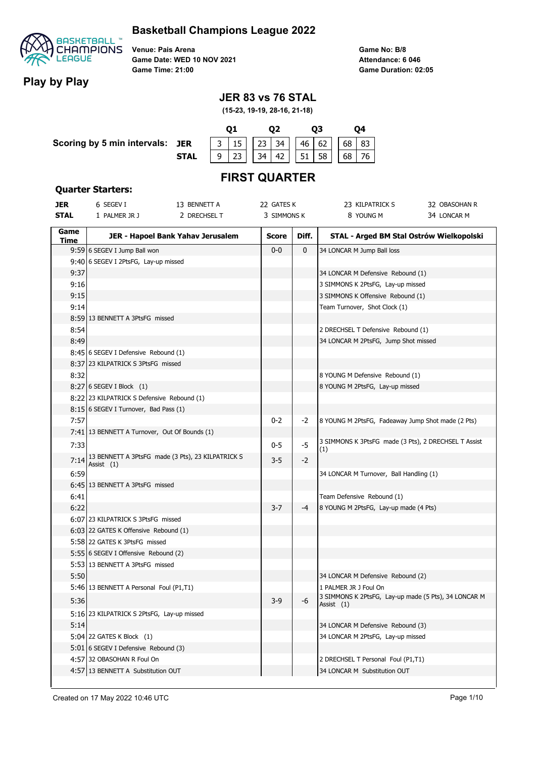# Basketball Champions League 2022

## Play by Play

**Venue:** Pais Arena
**Game Date:** WED 10 NOV 2021
**Game Time:** 21:00

**Game No:** B/8
**Attendance:** 6 046
**Game Duration:** 02:05

## JER 83 vs 76 STAL

**(15-23, 19-19, 28-16, 21-18)**

**Scoring by 5 min intervals:**

| | Q1 | | Q2 | | Q3 | | Q4 | |
|---|---|---|---|---|---|---|---|---|
| **JER** | 3 | 15 | 23 | 34 | 46 | 62 | 68 | 83 |
| **STAL** | 9 | 23 | 34 | 42 | 51 | 58 | 68 | 76 |

## FIRST QUARTER

**Quarter Starters:**

| | | | | | |
|---|---|---|---|---|---|
| **JER** | 6 SEGEV I | 13 BENNETT A | 22 GATES K | 23 KILPATRICK S | 32 OBASOHAN R |
| **STAL** | 1 PALMER JR J | 2 DRECHSEL T | 3 SIMMONS K | 8 YOUNG M | 34 LONCAR M |

| Game Time | JER - Hapoel Bank Yahav Jerusalem | Score | Diff. | STAL - Arged BM Stal Ostrów Wielkopolski |
|---|---|---|---|---|
| 9:59 | 6 SEGEV I Jump Ball won | 0-0 | 0 | 34 LONCAR M Jump Ball loss |
| 9:40 | 6 SEGEV I 2PtsFG, Lay-up missed | | | |
| 9:37 | | | | 34 LONCAR M Defensive Rebound (1) |
| 9:16 | | | | 3 SIMMONS K 2PtsFG, Lay-up missed |
| 9:15 | | | | 3 SIMMONS K Offensive Rebound (1) |
| 9:14 | | | | Team Turnover, Shot Clock (1) |
| 8:59 | 13 BENNETT A 3PtsFG missed | | | |
| 8:54 | | | | 2 DRECHSEL T Defensive Rebound (1) |
| 8:49 | | | | 34 LONCAR M 2PtsFG, Jump Shot missed |
| 8:45 | 6 SEGEV I Defensive Rebound (1) | | | |
| 8:37 | 23 KILPATRICK S 3PtsFG missed | | | |
| 8:32 | | | | 8 YOUNG M Defensive Rebound (1) |
| 8:27 | 6 SEGEV I Block (1) | | | 8 YOUNG M 2PtsFG, Lay-up missed |
| 8:22 | 23 KILPATRICK S Defensive Rebound (1) | | | |
| 8:15 | 6 SEGEV I Turnover, Bad Pass (1) | | | |
| 7:57 | | 0-2 | -2 | 8 YOUNG M 2PtsFG, Fadeaway Jump Shot made (2 Pts) |
| 7:41 | 13 BENNETT A Turnover, Out Of Bounds (1) | | | |
| 7:33 | | 0-5 | -5 | 3 SIMMONS K 3PtsFG made (3 Pts), 2 DRECHSEL T Assist (1) |
| 7:14 | 13 BENNETT A 3PtsFG made (3 Pts), 23 KILPATRICK S Assist (1) | 3-5 | -2 | |
| 6:59 | | | | 34 LONCAR M Turnover, Ball Handling (1) |
| 6:45 | 13 BENNETT A 3PtsFG missed | | | |
| 6:41 | | | | Team Defensive Rebound (1) |
| 6:22 | | 3-7 | -4 | 8 YOUNG M 2PtsFG, Lay-up made (4 Pts) |
| 6:07 | 23 KILPATRICK S 3PtsFG missed | | | |
| 6:03 | 22 GATES K Offensive Rebound (1) | | | |
| 5:58 | 22 GATES K 3PtsFG missed | | | |
| 5:55 | 6 SEGEV I Offensive Rebound (2) | | | |
| 5:53 | 13 BENNETT A 3PtsFG missed | | | |
| 5:50 | | | | 34 LONCAR M Defensive Rebound (2) |
| 5:46 | 13 BENNETT A Personal Foul (P1,T1) | | | 1 PALMER JR J Foul On |
| 5:36 | | 3-9 | -6 | 3 SIMMONS K 2PtsFG, Lay-up made (5 Pts), 34 LONCAR M Assist (1) |
| 5:16 | 23 KILPATRICK S 2PtsFG, Lay-up missed | | | |
| 5:14 | | | | 34 LONCAR M Defensive Rebound (3) |
| 5:04 | 22 GATES K Block (1) | | | 34 LONCAR M 2PtsFG, Lay-up missed |
| 5:01 | 6 SEGEV I Defensive Rebound (3) | | | |
| 4:57 | 32 OBASOHAN R Foul On | | | 2 DRECHSEL T Personal Foul (P1,T1) |
| 4:57 | 13 BENNETT A Substitution OUT | | | 34 LONCAR M Substitution OUT |

Created on 17 May 2022 10:46 UTC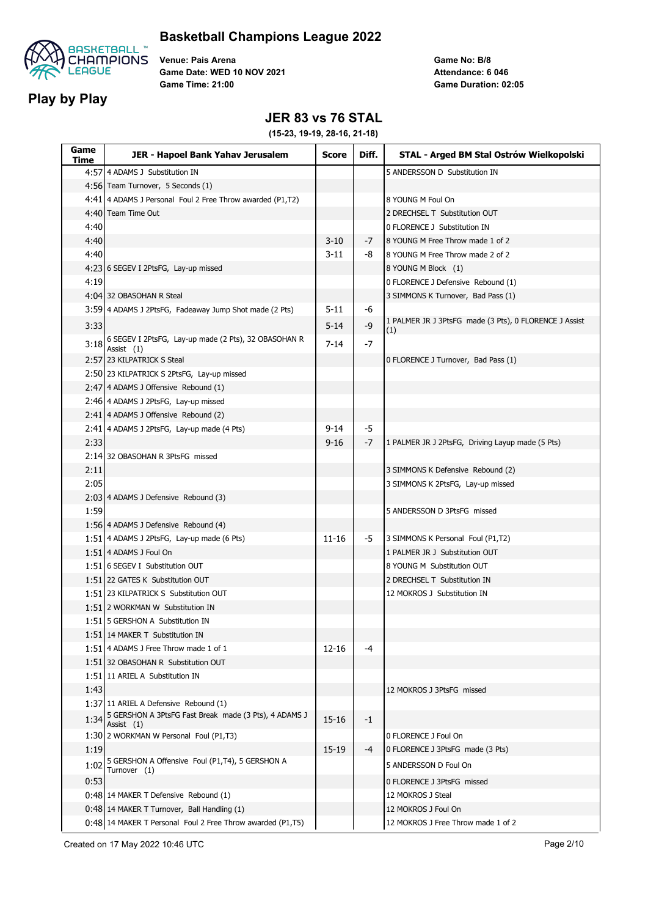# Basketball Champions League 2022

## Play by Play

Venue: Pais Arena
Game Date: WED 10 NOV 2021
Game Time: 21:00

Game No: B/8
Attendance: 6 046
Game Duration: 02:05

### JER 83 vs 76 STAL

(15-23, 19-19, 28-16, 21-18)

| Game Time | JER - Hapoel Bank Yahav Jerusalem | Score | Diff. | STAL - Arged BM Stal Ostrów Wielkopolski |
|---|---|---|---|---|
| 4:57 | 4 ADAMS J Substitution IN | | | 5 ANDERSSON D Substitution IN |
| 4:56 | Team Turnover, 5 Seconds (1) | | | |
| 4:41 | 4 ADAMS J Personal Foul 2 Free Throw awarded (P1,T2) | | | 8 YOUNG M Foul On |
| 4:40 | Team Time Out | | | 2 DRECHSEL T Substitution OUT |
| 4:40 | | | | 0 FLORENCE J Substitution IN |
| 4:40 | | 3-10 | -7 | 8 YOUNG M Free Throw made 1 of 2 |
| 4:40 | | 3-11 | -8 | 8 YOUNG M Free Throw made 2 of 2 |
| 4:23 | 6 SEGEV I 2PtsFG, Lay-up missed | | | 8 YOUNG M Block (1) |
| 4:19 | | | | 0 FLORENCE J Defensive Rebound (1) |
| 4:04 | 32 OBASOHAN R Steal | | | 3 SIMMONS K Turnover, Bad Pass (1) |
| 3:59 | 4 ADAMS J 2PtsFG, Fadeaway Jump Shot made (2 Pts) | 5-11 | -6 | |
| 3:33 | | 5-14 | -9 | 1 PALMER JR J 3PtsFG made (3 Pts), 0 FLORENCE J Assist (1) |
| 3:18 | 6 SEGEV I 2PtsFG, Lay-up made (2 Pts), 32 OBASOHAN R Assist (1) | 7-14 | -7 | |
| 2:57 | 23 KILPATRICK S Steal | | | 0 FLORENCE J Turnover, Bad Pass (1) |
| 2:50 | 23 KILPATRICK S 2PtsFG, Lay-up missed | | | |
| 2:47 | 4 ADAMS J Offensive Rebound (1) | | | |
| 2:46 | 4 ADAMS J 2PtsFG, Lay-up missed | | | |
| 2:41 | 4 ADAMS J Offensive Rebound (2) | | | |
| 2:41 | 4 ADAMS J 2PtsFG, Lay-up made (4 Pts) | 9-14 | -5 | |
| 2:33 | | 9-16 | -7 | 1 PALMER JR J 2PtsFG, Driving Layup made (5 Pts) |
| 2:14 | 32 OBASOHAN R 3PtsFG missed | | | |
| 2:11 | | | | 3 SIMMONS K Defensive Rebound (2) |
| 2:05 | | | | 3 SIMMONS K 2PtsFG, Lay-up missed |
| 2:03 | 4 ADAMS J Defensive Rebound (3) | | | |
| 1:59 | | | | 5 ANDERSSON D 3PtsFG missed |
| 1:56 | 4 ADAMS J Defensive Rebound (4) | | | |
| 1:51 | 4 ADAMS J 2PtsFG, Lay-up made (6 Pts) | 11-16 | -5 | 3 SIMMONS K Personal Foul (P1,T2) |
| 1:51 | 4 ADAMS J Foul On | | | 1 PALMER JR J Substitution OUT |
| 1:51 | 6 SEGEV I Substitution OUT | | | 8 YOUNG M Substitution OUT |
| 1:51 | 22 GATES K Substitution OUT | | | 2 DRECHSEL T Substitution IN |
| 1:51 | 23 KILPATRICK S Substitution OUT | | | 12 MOKROS J Substitution IN |
| 1:51 | 2 WORKMAN W Substitution IN | | | |
| 1:51 | 5 GERSHON A Substitution IN | | | |
| 1:51 | 14 MAKER T Substitution IN | | | |
| 1:51 | 4 ADAMS J Free Throw made 1 of 1 | 12-16 | -4 | |
| 1:51 | 32 OBASOHAN R Substitution OUT | | | |
| 1:51 | 11 ARIEL A Substitution IN | | | |
| 1:43 | | | | 12 MOKROS J 3PtsFG missed |
| 1:37 | 11 ARIEL A Defensive Rebound (1) | | | |
| 1:34 | 5 GERSHON A 3PtsFG Fast Break made (3 Pts), 4 ADAMS J Assist (1) | 15-16 | -1 | |
| 1:30 | 2 WORKMAN W Personal Foul (P1,T3) | | | 0 FLORENCE J Foul On |
| 1:19 | | 15-19 | -4 | 0 FLORENCE J 3PtsFG made (3 Pts) |
| 1:02 | 5 GERSHON A Offensive Foul (P1,T4), 5 GERSHON A Turnover (1) | | | 5 ANDERSSON D Foul On |
| 0:53 | | | | 0 FLORENCE J 3PtsFG missed |
| 0:48 | 14 MAKER T Defensive Rebound (1) | | | 12 MOKROS J Steal |
| 0:48 | 14 MAKER T Turnover, Ball Handling (1) | | | 12 MOKROS J Foul On |
| 0:48 | 14 MAKER T Personal Foul 2 Free Throw awarded (P1,T5) | | | 12 MOKROS J Free Throw made 1 of 2 |

Created on 17 May 2022 10:46 UTC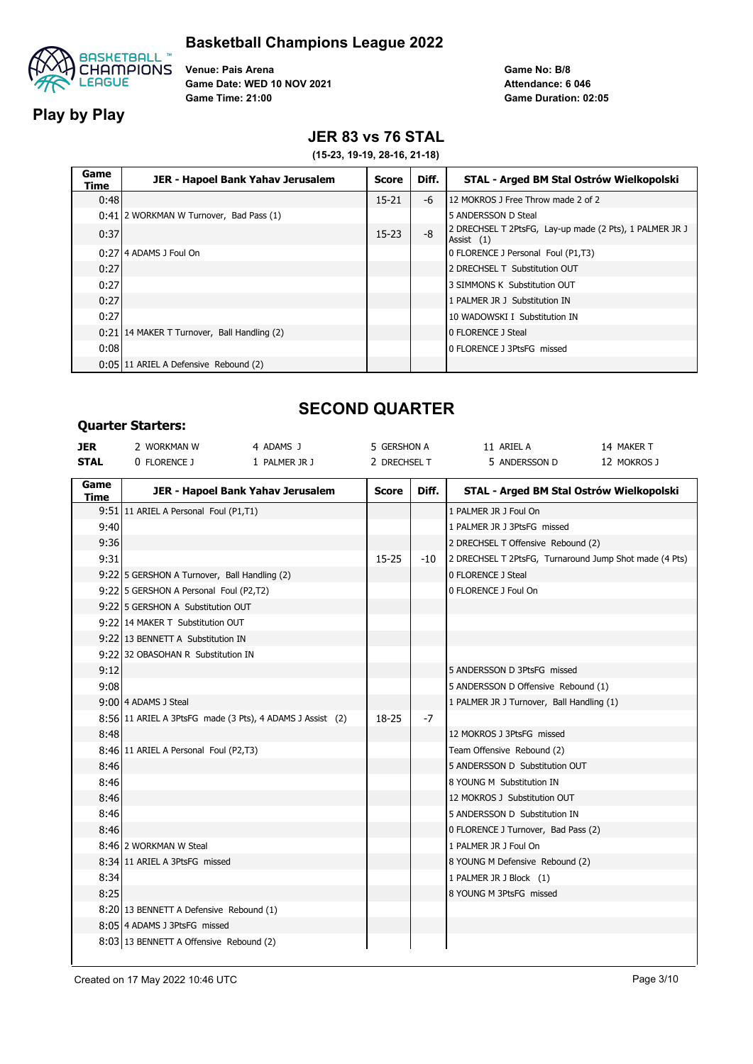# Basketball Champions League 2022

## Play by Play

Venue: Pais Arena
Game Date: WED 10 NOV 2021
Game Time: 21:00

Game No: B/8
Attendance: 6 046
Game Duration: 02:05

### JER 83 vs 76 STAL

**(15-23, 19-19, 28-16, 21-18)**

| Game Time | JER - Hapoel Bank Yahav Jerusalem | Score | Diff. | STAL - Arged BM Stal Ostrów Wielkopolski |
|---|---|---|---|---|
| 0:48 | | 15-21 | -6 | 12 MOKROS J Free Throw made 2 of 2 |
| 0:41 | 2 WORKMAN W Turnover, Bad Pass (1) | | | 5 ANDERSSON D Steal |
| 0:37 | | 15-23 | -8 | 2 DRECHSEL T 2PtsFG, Lay-up made (2 Pts), 1 PALMER JR J Assist (1) |
| 0:27 | 4 ADAMS J Foul On | | | 0 FLORENCE J Personal Foul (P1,T3) |
| 0:27 | | | | 2 DRECHSEL T Substitution OUT |
| 0:27 | | | | 3 SIMMONS K Substitution OUT |
| 0:27 | | | | 1 PALMER JR J Substitution IN |
| 0:27 | | | | 10 WADOWSKI I Substitution IN |
| 0:21 | 14 MAKER T Turnover, Ball Handling (2) | | | 0 FLORENCE J Steal |
| 0:08 | | | | 0 FLORENCE J 3PtsFG missed |
| 0:05 | 11 ARIEL A Defensive Rebound (2) | | | |

## SECOND QUARTER

### Quarter Starters:

| | | | | | |
|---|---|---|---|---|---|
| **JER** | 2 WORKMAN W | 4 ADAMS J | 5 GERSHON A | 11 ARIEL A | 14 MAKER T |
| **STAL** | 0 FLORENCE J | 1 PALMER JR J | 2 DRECHSEL T | 5 ANDERSSON D | 12 MOKROS J |

| Game Time | JER - Hapoel Bank Yahav Jerusalem | Score | Diff. | STAL - Arged BM Stal Ostrów Wielkopolski |
|---|---|---|---|---|
| 9:51 | 11 ARIEL A Personal Foul (P1,T1) | | | 1 PALMER JR J Foul On |
| 9:40 | | | | 1 PALMER JR J 3PtsFG missed |
| 9:36 | | | | 2 DRECHSEL T Offensive Rebound (2) |
| 9:31 | | 15-25 | -10 | 2 DRECHSEL T 2PtsFG, Turnaround Jump Shot made (4 Pts) |
| 9:22 | 5 GERSHON A Turnover, Ball Handling (2) | | | 0 FLORENCE J Steal |
| 9:22 | 5 GERSHON A Personal Foul (P2,T2) | | | 0 FLORENCE J Foul On |
| 9:22 | 5 GERSHON A Substitution OUT | | | |
| 9:22 | 14 MAKER T Substitution OUT | | | |
| 9:22 | 13 BENNETT A Substitution IN | | | |
| 9:22 | 32 OBASOHAN R Substitution IN | | | |
| 9:12 | | | | 5 ANDERSSON D 3PtsFG missed |
| 9:08 | | | | 5 ANDERSSON D Offensive Rebound (1) |
| 9:00 | 4 ADAMS J Steal | | | 1 PALMER JR J Turnover, Ball Handling (1) |
| 8:56 | 11 ARIEL A 3PtsFG made (3 Pts), 4 ADAMS J Assist (2) | 18-25 | -7 | |
| 8:48 | | | | 12 MOKROS J 3PtsFG missed |
| 8:46 | 11 ARIEL A Personal Foul (P2,T3) | | | Team Offensive Rebound (2) |
| 8:46 | | | | 5 ANDERSSON D Substitution OUT |
| 8:46 | | | | 8 YOUNG M Substitution IN |
| 8:46 | | | | 12 MOKROS J Substitution OUT |
| 8:46 | | | | 5 ANDERSSON D Substitution IN |
| 8:46 | | | | 0 FLORENCE J Turnover, Bad Pass (2) |
| 8:46 | 2 WORKMAN W Steal | | | 1 PALMER JR J Foul On |
| 8:34 | 11 ARIEL A 3PtsFG missed | | | 8 YOUNG M Defensive Rebound (2) |
| 8:34 | | | | 1 PALMER JR J Block (1) |
| 8:25 | | | | 8 YOUNG M 3PtsFG missed |
| 8:20 | 13 BENNETT A Defensive Rebound (1) | | | |
| 8:05 | 4 ADAMS J 3PtsFG missed | | | |
| 8:03 | 13 BENNETT A Offensive Rebound (2) | | | |

Created on 17 May 2022 10:46 UTC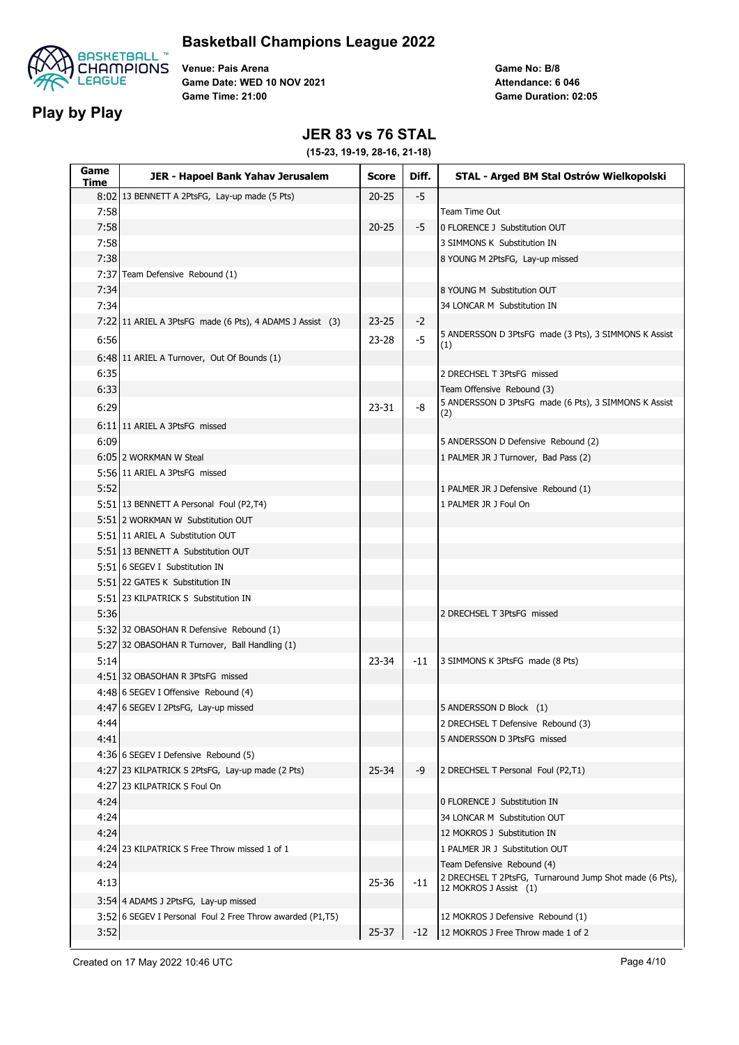# Basketball Champions League 2022

**Venue: Pais Arena**
**Game Date: WED 10 NOV 2021**
**Game Time: 21:00**

**Game No: B/8**
**Attendance: 6 046**
**Game Duration: 02:05**

## Play by Play

### JER 83 vs 76 STAL

**(15-23, 19-19, 28-16, 21-18)**

| Game Time | JER - Hapoel Bank Yahav Jerusalem | Score | Diff. | STAL - Arged BM Stal Ostrów Wielkopolski |
|---|---|---|---|---|
| 8:02 | 13 BENNETT A 2PtsFG, Lay-up made (5 Pts) | 20-25 | -5 | |
| 7:58 | | | | Team Time Out |
| 7:58 | | 20-25 | -5 | 0 FLORENCE J Substitution OUT |
| 7:58 | | | | 3 SIMMONS K Substitution IN |
| 7:38 | | | | 8 YOUNG M 2PtsFG, Lay-up missed |
| 7:37 | Team Defensive Rebound (1) | | | |
| 7:34 | | | | 8 YOUNG M Substitution OUT |
| 7:34 | | | | 34 LONCAR M Substitution IN |
| 7:22 | 11 ARIEL A 3PtsFG made (6 Pts), 4 ADAMS J Assist (3) | 23-25 | -2 | |
| 6:56 | | 23-28 | -5 | 5 ANDERSSON D 3PtsFG made (3 Pts), 3 SIMMONS K Assist (1) |
| 6:48 | 11 ARIEL A Turnover, Out Of Bounds (1) | | | |
| 6:35 | | | | 2 DRECHSEL T 3PtsFG missed |
| 6:33 | | | | Team Offensive Rebound (3) |
| 6:29 | | 23-31 | -8 | 5 ANDERSSON D 3PtsFG made (6 Pts), 3 SIMMONS K Assist (2) |
| 6:11 | 11 ARIEL A 3PtsFG missed | | | |
| 6:09 | | | | 5 ANDERSSON D Defensive Rebound (2) |
| 6:05 | 2 WORKMAN W Steal | | | 1 PALMER JR J Turnover, Bad Pass (2) |
| 5:56 | 11 ARIEL A 3PtsFG missed | | | |
| 5:52 | | | | 1 PALMER JR J Defensive Rebound (1) |
| 5:51 | 13 BENNETT A Personal Foul (P2,T4) | | | 1 PALMER JR J Foul On |
| 5:51 | 2 WORKMAN W Substitution OUT | | | |
| 5:51 | 11 ARIEL A Substitution OUT | | | |
| 5:51 | 13 BENNETT A Substitution OUT | | | |
| 5:51 | 6 SEGEV I Substitution IN | | | |
| 5:51 | 22 GATES K Substitution IN | | | |
| 5:51 | 23 KILPATRICK S Substitution IN | | | |
| 5:36 | | | | 2 DRECHSEL T 3PtsFG missed |
| 5:32 | 32 OBASOHAN R Defensive Rebound (1) | | | |
| 5:27 | 32 OBASOHAN R Turnover, Ball Handling (1) | | | |
| 5:14 | | 23-34 | -11 | 3 SIMMONS K 3PtsFG made (8 Pts) |
| 4:51 | 32 OBASOHAN R 3PtsFG missed | | | |
| 4:48 | 6 SEGEV I Offensive Rebound (4) | | | |
| 4:47 | 6 SEGEV I 2PtsFG, Lay-up missed | | | 5 ANDERSSON D Block (1) |
| 4:44 | | | | 2 DRECHSEL T Defensive Rebound (3) |
| 4:41 | | | | 5 ANDERSSON D 3PtsFG missed |
| 4:36 | 6 SEGEV I Defensive Rebound (5) | | | |
| 4:27 | 23 KILPATRICK S 2PtsFG, Lay-up made (2 Pts) | 25-34 | -9 | 2 DRECHSEL T Personal Foul (P2,T1) |
| 4:27 | 23 KILPATRICK S Foul On | | | |
| 4:24 | | | | 0 FLORENCE J Substitution IN |
| 4:24 | | | | 34 LONCAR M Substitution OUT |
| 4:24 | | | | 12 MOKROS J Substitution IN |
| 4:24 | 23 KILPATRICK S Free Throw missed 1 of 1 | | | 1 PALMER JR J Substitution OUT |
| 4:24 | | | | Team Defensive Rebound (4) |
| 4:13 | | 25-36 | -11 | 2 DRECHSEL T 2PtsFG, Turnaround Jump Shot made (6 Pts), 12 MOKROS J Assist (1) |
| 3:54 | 4 ADAMS J 2PtsFG, Lay-up missed | | | |
| 3:52 | 6 SEGEV I Personal Foul 2 Free Throw awarded (P1,T5) | | | 12 MOKROS J Defensive Rebound (1) |
| 3:52 | | 25-37 | -12 | 12 MOKROS J Free Throw made 1 of 2 |

Created on 17 May 2022 10:46 UTC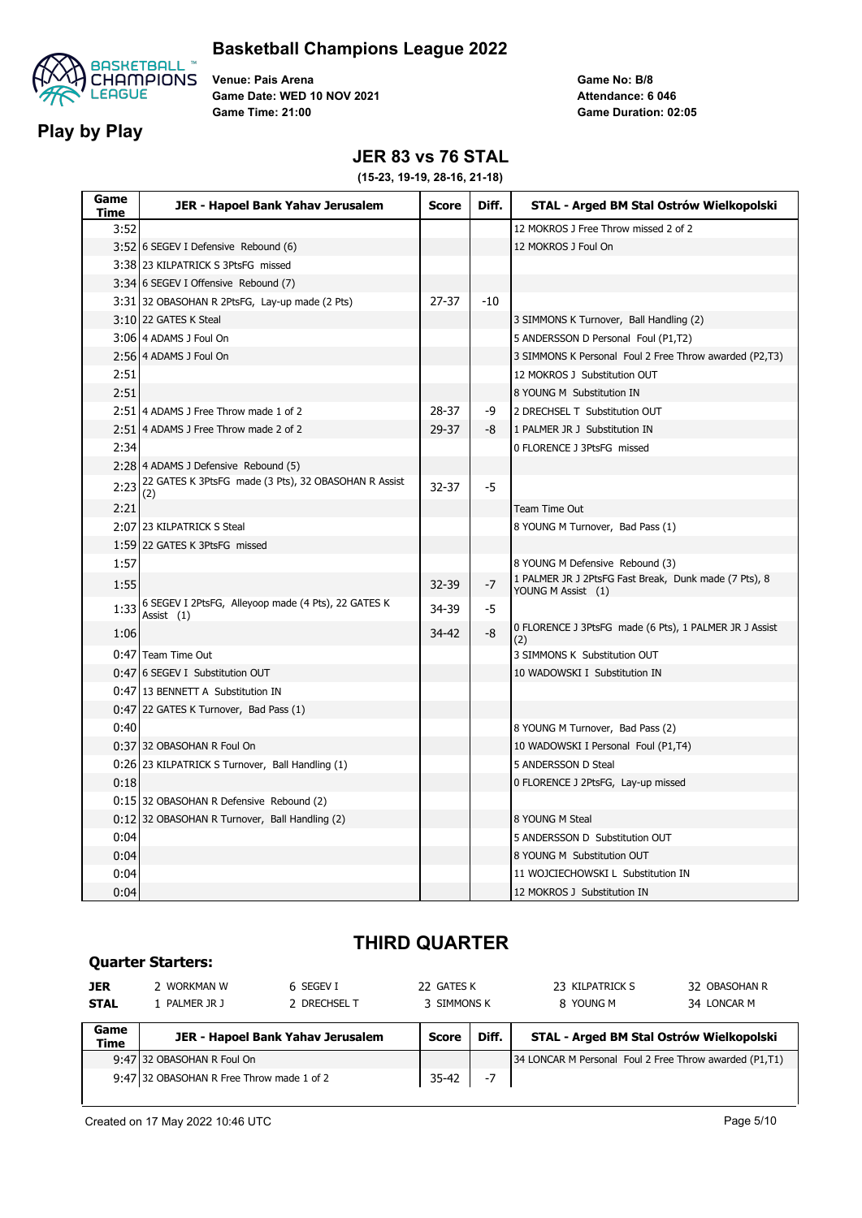# Basketball Champions League 2022

## Play by Play

Venue: Pais Arena
Game Date: WED 10 NOV 2021
Game Time: 21:00

Game No: B/8
Attendance: 6 046
Game Duration: 02:05

### JER 83 vs 76 STAL

**(15-23, 19-19, 28-16, 21-18)**

| Game Time | JER - Hapoel Bank Yahav Jerusalem | Score | Diff. | STAL - Arged BM Stal Ostrów Wielkopolski |
|---|---|---|---|---|
| 3:52 | | | | 12 MOKROS J Free Throw missed 2 of 2 |
| 3:52 | 6 SEGEV I Defensive Rebound (6) | | | 12 MOKROS J Foul On |
| 3:38 | 23 KILPATRICK S 3PtsFG missed | | | |
| 3:34 | 6 SEGEV I Offensive Rebound (7) | | | |
| 3:31 | 32 OBASOHAN R 2PtsFG, Lay-up made (2 Pts) | 27-37 | -10 | |
| 3:10 | 22 GATES K Steal | | | 3 SIMMONS K Turnover, Ball Handling (2) |
| 3:06 | 4 ADAMS J Foul On | | | 5 ANDERSSON D Personal Foul (P1,T2) |
| 2:56 | 4 ADAMS J Foul On | | | 3 SIMMONS K Personal Foul 2 Free Throw awarded (P2,T3) |
| 2:51 | | | | 12 MOKROS J Substitution OUT |
| 2:51 | | | | 8 YOUNG M Substitution IN |
| 2:51 | 4 ADAMS J Free Throw made 1 of 2 | 28-37 | -9 | 2 DRECHSEL T Substitution OUT |
| 2:51 | 4 ADAMS J Free Throw made 2 of 2 | 29-37 | -8 | 1 PALMER JR J Substitution IN |
| 2:34 | | | | 0 FLORENCE J 3PtsFG missed |
| 2:28 | 4 ADAMS J Defensive Rebound (5) | | | |
| 2:23 | 22 GATES K 3PtsFG made (3 Pts), 32 OBASOHAN R Assist (2) | 32-37 | -5 | |
| 2:21 | | | | Team Time Out |
| 2:07 | 23 KILPATRICK S Steal | | | 8 YOUNG M Turnover, Bad Pass (1) |
| 1:59 | 22 GATES K 3PtsFG missed | | | |
| 1:57 | | | | 8 YOUNG M Defensive Rebound (3) |
| 1:55 | | 32-39 | -7 | 1 PALMER JR J 2PtsFG Fast Break, Dunk made (7 Pts), 8 YOUNG M Assist (1) |
| 1:33 | 6 SEGEV I 2PtsFG, Alleyoop made (4 Pts), 22 GATES K Assist (1) | 34-39 | -5 | |
| 1:06 | | 34-42 | -8 | 0 FLORENCE J 3PtsFG made (6 Pts), 1 PALMER JR J Assist (2) |
| 0:47 | Team Time Out | | | 3 SIMMONS K Substitution OUT |
| 0:47 | 6 SEGEV I Substitution OUT | | | 10 WADOWSKI I Substitution IN |
| 0:47 | 13 BENNETT A Substitution IN | | | |
| 0:47 | 22 GATES K Turnover, Bad Pass (1) | | | |
| 0:40 | | | | 8 YOUNG M Turnover, Bad Pass (2) |
| 0:37 | 32 OBASOHAN R Foul On | | | 10 WADOWSKI I Personal Foul (P1,T4) |
| 0:26 | 23 KILPATRICK S Turnover, Ball Handling (1) | | | 5 ANDERSSON D Steal |
| 0:18 | | | | 0 FLORENCE J 2PtsFG, Lay-up missed |
| 0:15 | 32 OBASOHAN R Defensive Rebound (2) | | | |
| 0:12 | 32 OBASOHAN R Turnover, Ball Handling (2) | | | 8 YOUNG M Steal |
| 0:04 | | | | 5 ANDERSSON D Substitution OUT |
| 0:04 | | | | 8 YOUNG M Substitution OUT |
| 0:04 | | | | 11 WOJCIECHOWSKI L Substitution IN |
| 0:04 | | | | 12 MOKROS J Substitution IN |

## THIRD QUARTER

**Quarter Starters:**

| | | | | | |
|---|---|---|---|---|---|
| **JER** | 2 WORKMAN W | 6 SEGEV I | 22 GATES K | 23 KILPATRICK S | 32 OBASOHAN R |
| **STAL** | 1 PALMER JR J | 2 DRECHSEL T | 3 SIMMONS K | 8 YOUNG M | 34 LONCAR M |

| Game Time | JER - Hapoel Bank Yahav Jerusalem | Score | Diff. | STAL - Arged BM Stal Ostrów Wielkopolski |
|---|---|---|---|---|
| 9:47 | 32 OBASOHAN R Foul On | | | 34 LONCAR M Personal Foul 2 Free Throw awarded (P1,T1) |
| 9:47 | 32 OBASOHAN R Free Throw made 1 of 2 | 35-42 | -7 | |

Created on 17 May 2022 10:46 UTC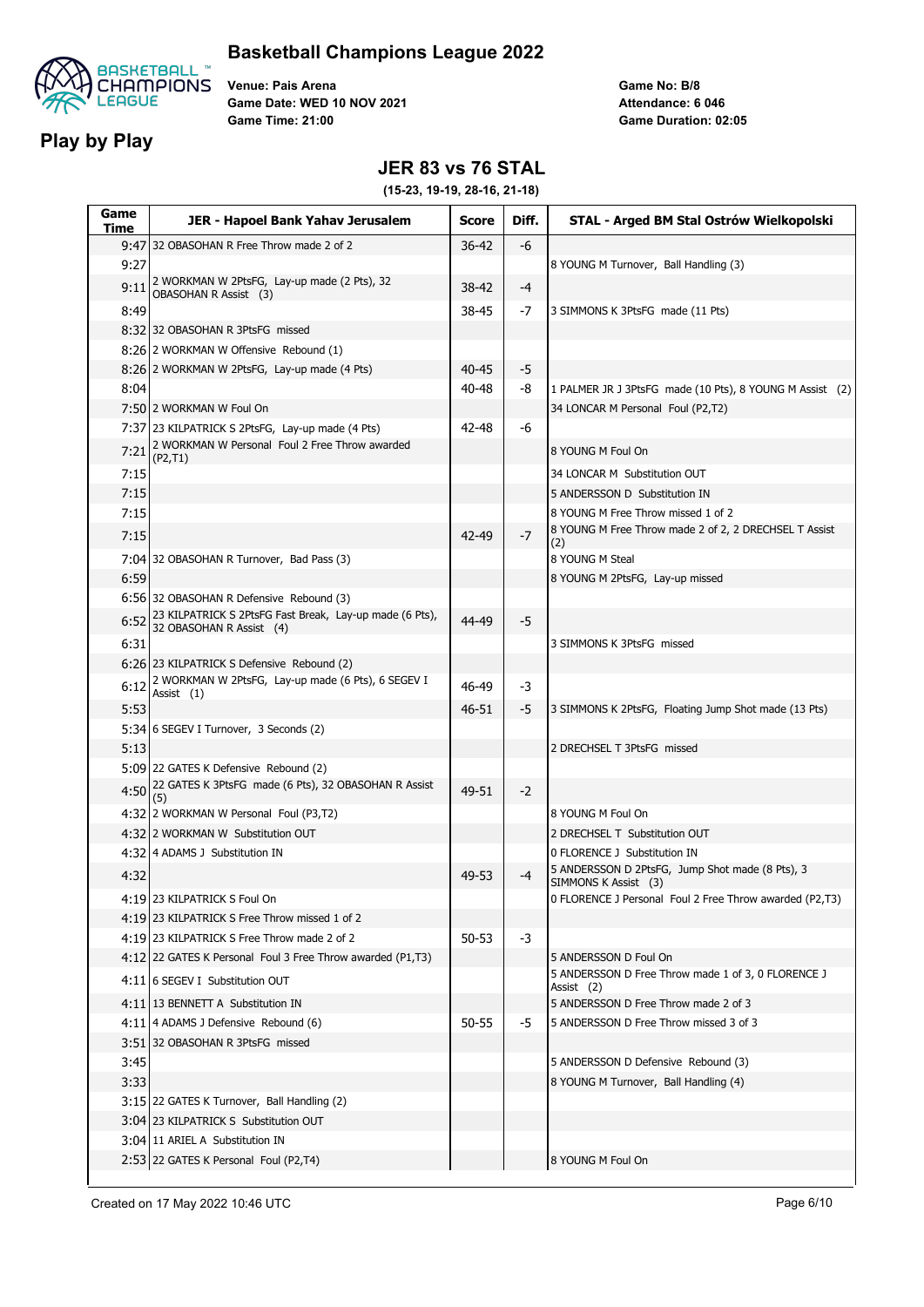# Basketball Champions League 2022

## Play by Play

Venue: Pais Arena
Game Date: WED 10 NOV 2021
Game Time: 21:00

Game No: B/8
Attendance: 6 046
Game Duration: 02:05

## JER 83 vs 76 STAL

(15-23, 19-19, 28-16, 21-18)

| Game Time | JER - Hapoel Bank Yahav Jerusalem | Score | Diff. | STAL - Arged BM Stal Ostrów Wielkopolski |
|---|---|---|---|---|
| 9:47 | 32 OBASOHAN R Free Throw made 2 of 2 | 36-42 | -6 | |
| 9:27 | | | | 8 YOUNG M Turnover, Ball Handling (3) |
| 9:11 | 2 WORKMAN W 2PtsFG, Lay-up made (2 Pts), 32 OBASOHAN R Assist (3) | 38-42 | -4 | |
| 8:49 | | 38-45 | -7 | 3 SIMMONS K 3PtsFG made (11 Pts) |
| 8:32 | 32 OBASOHAN R 3PtsFG missed | | | |
| 8:26 | 2 WORKMAN W Offensive Rebound (1) | | | |
| 8:26 | 2 WORKMAN W 2PtsFG, Lay-up made (4 Pts) | 40-45 | -5 | |
| 8:04 | | 40-48 | -8 | 1 PALMER JR J 3PtsFG made (10 Pts), 8 YOUNG M Assist (2) |
| 7:50 | 2 WORKMAN W Foul On | | | 34 LONCAR M Personal Foul (P2,T2) |
| 7:37 | 23 KILPATRICK S 2PtsFG, Lay-up made (4 Pts) | 42-48 | -6 | |
| 7:21 | 2 WORKMAN W Personal Foul 2 Free Throw awarded (P2,T1) | | | 8 YOUNG M Foul On |
| 7:15 | | | | 34 LONCAR M Substitution OUT |
| 7:15 | | | | 5 ANDERSSON D Substitution IN |
| 7:15 | | | | 8 YOUNG M Free Throw missed 1 of 2 |
| 7:15 | | 42-49 | -7 | 8 YOUNG M Free Throw made 2 of 2, 2 DRECHSEL T Assist (2) |
| 7:04 | 32 OBASOHAN R Turnover, Bad Pass (3) | | | 8 YOUNG M Steal |
| 6:59 | | | | 8 YOUNG M 2PtsFG, Lay-up missed |
| 6:56 | 32 OBASOHAN R Defensive Rebound (3) | | | |
| 6:52 | 23 KILPATRICK S 2PtsFG Fast Break, Lay-up made (6 Pts), 32 OBASOHAN R Assist (4) | 44-49 | -5 | |
| 6:31 | | | | 3 SIMMONS K 3PtsFG missed |
| 6:26 | 23 KILPATRICK S Defensive Rebound (2) | | | |
| 6:12 | 2 WORKMAN W 2PtsFG, Lay-up made (6 Pts), 6 SEGEV I Assist (1) | 46-49 | -3 | |
| 5:53 | | 46-51 | -5 | 3 SIMMONS K 2PtsFG, Floating Jump Shot made (13 Pts) |
| 5:34 | 6 SEGEV I Turnover, 3 Seconds (2) | | | |
| 5:13 | | | | 2 DRECHSEL T 3PtsFG missed |
| 5:09 | 22 GATES K Defensive Rebound (2) | | | |
| 4:50 | 22 GATES K 3PtsFG made (6 Pts), 32 OBASOHAN R Assist (5) | 49-51 | -2 | |
| 4:32 | 2 WORKMAN W Personal Foul (P3,T2) | | | 8 YOUNG M Foul On |
| 4:32 | 2 WORKMAN W Substitution OUT | | | 2 DRECHSEL T Substitution OUT |
| 4:32 | 4 ADAMS J Substitution IN | | | 0 FLORENCE J Substitution IN |
| 4:32 | | 49-53 | -4 | 5 ANDERSSON D 2PtsFG, Jump Shot made (8 Pts), 3 SIMMONS K Assist (3) |
| 4:19 | 23 KILPATRICK S Foul On | | | 0 FLORENCE J Personal Foul 2 Free Throw awarded (P2,T3) |
| 4:19 | 23 KILPATRICK S Free Throw missed 1 of 2 | | | |
| 4:19 | 23 KILPATRICK S Free Throw made 2 of 2 | 50-53 | -3 | |
| 4:12 | 22 GATES K Personal Foul 3 Free Throw awarded (P1,T3) | | | 5 ANDERSSON D Foul On |
| 4:11 | 6 SEGEV I Substitution OUT | | | 5 ANDERSSON D Free Throw made 1 of 3, 0 FLORENCE J Assist (2) |
| 4:11 | 13 BENNETT A Substitution IN | | | 5 ANDERSSON D Free Throw made 2 of 3 |
| 4:11 | 4 ADAMS J Defensive Rebound (6) | 50-55 | -5 | 5 ANDERSSON D Free Throw missed 3 of 3 |
| 3:51 | 32 OBASOHAN R 3PtsFG missed | | | |
| 3:45 | | | | 5 ANDERSSON D Defensive Rebound (3) |
| 3:33 | | | | 8 YOUNG M Turnover, Ball Handling (4) |
| 3:15 | 22 GATES K Turnover, Ball Handling (2) | | | |
| 3:04 | 23 KILPATRICK S Substitution OUT | | | |
| 3:04 | 11 ARIEL A Substitution IN | | | |
| 2:53 | 22 GATES K Personal Foul (P2,T4) | | | 8 YOUNG M Foul On |

Created on 17 May 2022 10:46 UTC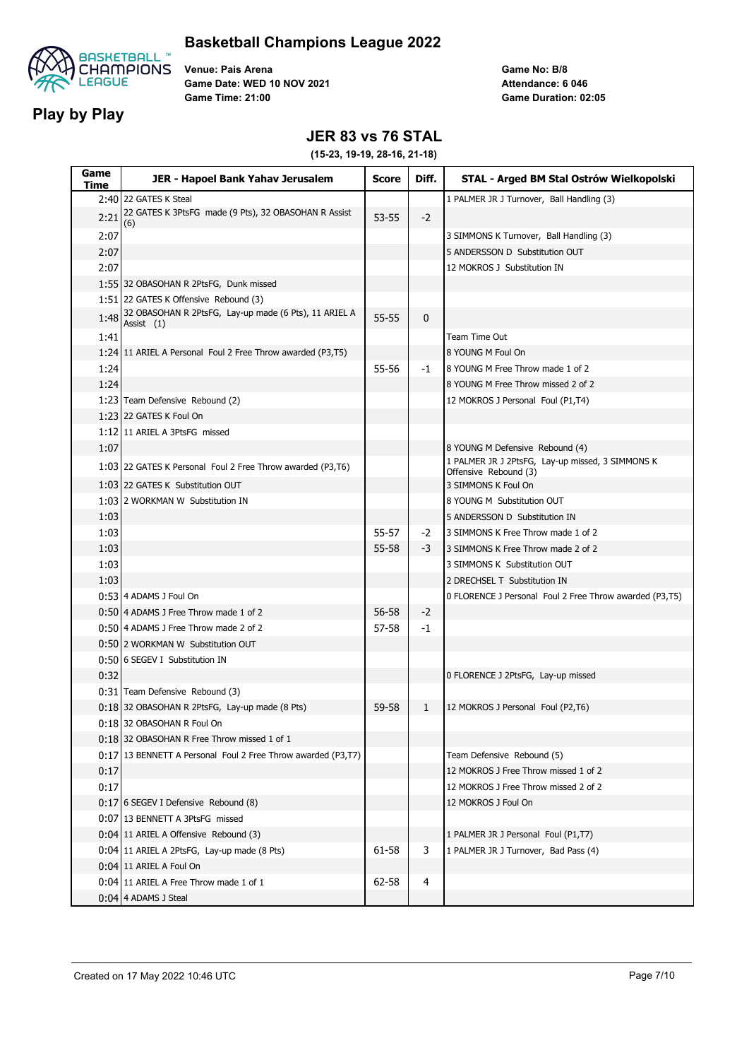# Basketball Champions League 2022

## Play by Play

**Venue:** Pais Arena
**Game Date:** WED 10 NOV 2021
**Game Time:** 21:00

**Game No:** B/8
**Attendance:** 6 046
**Game Duration:** 02:05

### JER 83 vs 76 STAL

**(15-23, 19-19, 28-16, 21-18)**

| Game Time | JER - Hapoel Bank Yahav Jerusalem | Score | Diff. | STAL - Arged BM Stal Ostrów Wielkopolski |
|---|---|---|---|---|
| 2:40 | 22 GATES K Steal | | | 1 PALMER JR J Turnover, Ball Handling (3) |
| 2:21 | 22 GATES K 3PtsFG made (9 Pts), 32 OBASOHAN R Assist (6) | 53-55 | -2 | |
| 2:07 | | | | 3 SIMMONS K Turnover, Ball Handling (3) |
| 2:07 | | | | 5 ANDERSSON D Substitution OUT |
| 2:07 | | | | 12 MOKROS J Substitution IN |
| 1:55 | 32 OBASOHAN R 2PtsFG, Dunk missed | | | |
| 1:51 | 22 GATES K Offensive Rebound (3) | | | |
| 1:48 | 32 OBASOHAN R 2PtsFG, Lay-up made (6 Pts), 11 ARIEL A Assist (1) | 55-55 | 0 | |
| 1:41 | | | | Team Time Out |
| 1:24 | 11 ARIEL A Personal Foul 2 Free Throw awarded (P3,T5) | | | 8 YOUNG M Foul On |
| 1:24 | | 55-56 | -1 | 8 YOUNG M Free Throw made 1 of 2 |
| 1:24 | | | | 8 YOUNG M Free Throw missed 2 of 2 |
| 1:23 | Team Defensive Rebound (2) | | | 12 MOKROS J Personal Foul (P1,T4) |
| 1:23 | 22 GATES K Foul On | | | |
| 1:12 | 11 ARIEL A 3PtsFG missed | | | |
| 1:07 | | | | 8 YOUNG M Defensive Rebound (4) |
| 1:03 | 22 GATES K Personal Foul 2 Free Throw awarded (P3,T6) | | | 1 PALMER JR J 2PtsFG, Lay-up missed, 3 SIMMONS K Offensive Rebound (3) |
| 1:03 | 22 GATES K Substitution OUT | | | 3 SIMMONS K Foul On |
| 1:03 | 2 WORKMAN W Substitution IN | | | 8 YOUNG M Substitution OUT |
| 1:03 | | | | 5 ANDERSSON D Substitution IN |
| 1:03 | | 55-57 | -2 | 3 SIMMONS K Free Throw made 1 of 2 |
| 1:03 | | 55-58 | -3 | 3 SIMMONS K Free Throw made 2 of 2 |
| 1:03 | | | | 3 SIMMONS K Substitution OUT |
| 1:03 | | | | 2 DRECHSEL T Substitution IN |
| 0:53 | 4 ADAMS J Foul On | | | 0 FLORENCE J Personal Foul 2 Free Throw awarded (P3,T5) |
| 0:50 | 4 ADAMS J Free Throw made 1 of 2 | 56-58 | -2 | |
| 0:50 | 4 ADAMS J Free Throw made 2 of 2 | 57-58 | -1 | |
| 0:50 | 2 WORKMAN W Substitution OUT | | | |
| 0:50 | 6 SEGEV I Substitution IN | | | |
| 0:32 | | | | 0 FLORENCE J 2PtsFG, Lay-up missed |
| 0:31 | Team Defensive Rebound (3) | | | |
| 0:18 | 32 OBASOHAN R 2PtsFG, Lay-up made (8 Pts) | 59-58 | 1 | 12 MOKROS J Personal Foul (P2,T6) |
| 0:18 | 32 OBASOHAN R Foul On | | | |
| 0:18 | 32 OBASOHAN R Free Throw missed 1 of 1 | | | |
| 0:17 | 13 BENNETT A Personal Foul 2 Free Throw awarded (P3,T7) | | | Team Defensive Rebound (5) |
| 0:17 | | | | 12 MOKROS J Free Throw missed 1 of 2 |
| 0:17 | | | | 12 MOKROS J Free Throw missed 2 of 2 |
| 0:17 | 6 SEGEV I Defensive Rebound (8) | | | 12 MOKROS J Foul On |
| 0:07 | 13 BENNETT A 3PtsFG missed | | | |
| 0:04 | 11 ARIEL A Offensive Rebound (3) | | | 1 PALMER JR J Personal Foul (P1,T7) |
| 0:04 | 11 ARIEL A 2PtsFG, Lay-up made (8 Pts) | 61-58 | 3 | 1 PALMER JR J Turnover, Bad Pass (4) |
| 0:04 | 11 ARIEL A Foul On | | | |
| 0:04 | 11 ARIEL A Free Throw made 1 of 1 | 62-58 | 4 | |
| 0:04 | 4 ADAMS J Steal | | | |

Created on 17 May 2022 10:46 UTC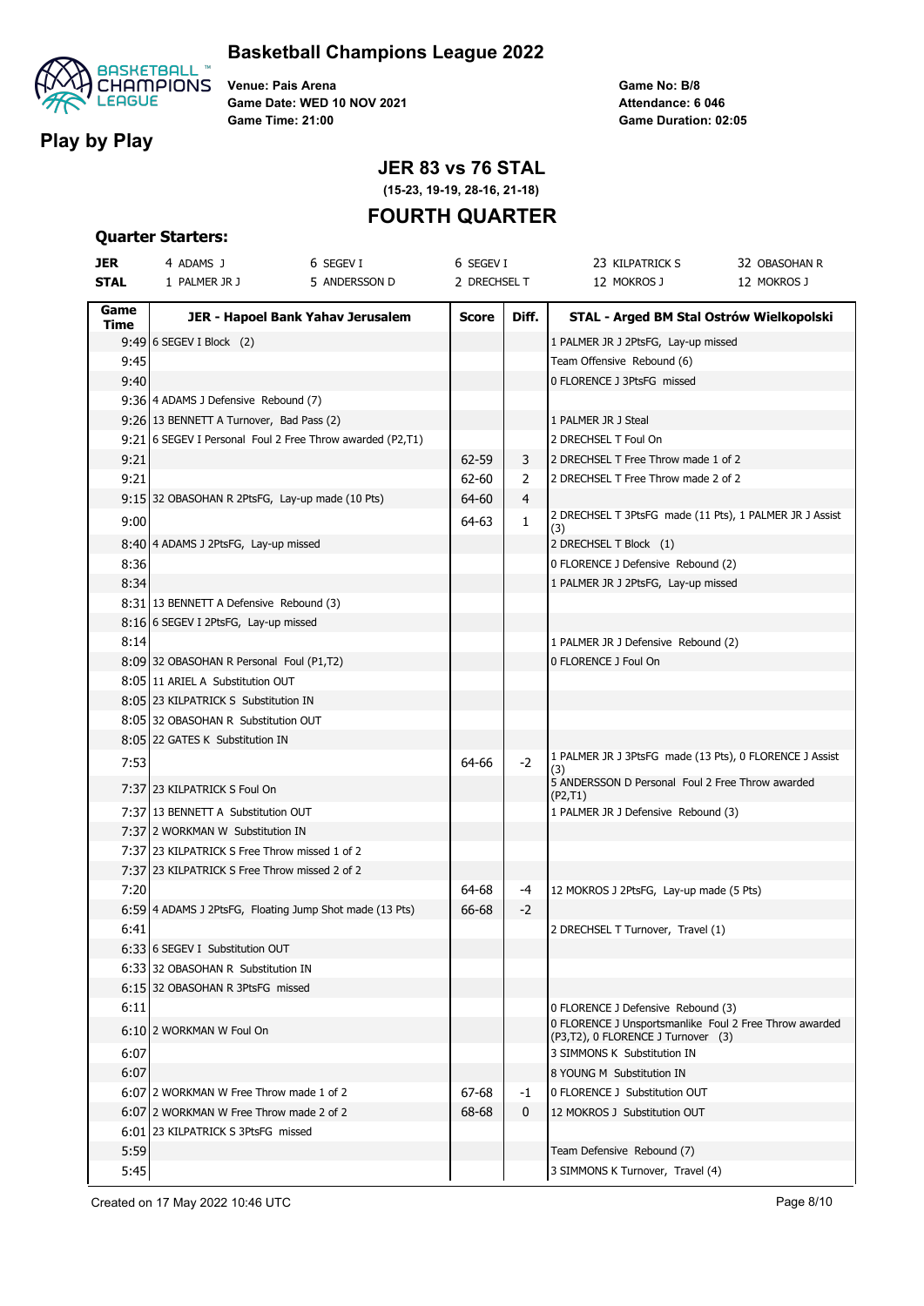# Basketball Champions League 2022

## Play by Play

**Venue:** Pais Arena
**Game Date:** WED 10 NOV 2021
**Game Time:** 21:00

**Game No:** B/8
**Attendance:** 6 046
**Game Duration:** 02:05

## JER 83 vs 76 STAL

**(15-23, 19-19, 28-16, 21-18)**

## FOURTH QUARTER

### Quarter Starters:

| | | | | | |
|---|---|---|---|---|---|
| **JER** | 4 ADAMS J | 6 SEGEV I | 6 SEGEV I | 23 KILPATRICK S | 32 OBASOHAN R |
| **STAL** | 1 PALMER JR J | 5 ANDERSSON D | 2 DRECHSEL T | 12 MOKROS J | 12 MOKROS J |

| Game Time | JER - Hapoel Bank Yahav Jerusalem | Score | Diff. | STAL - Arged BM Stal Ostrów Wielkopolski |
|---|---|---|---|---|
| 9:49 | 6 SEGEV I Block (2) | | | 1 PALMER JR J 2PtsFG, Lay-up missed |
| 9:45 | | | | Team Offensive Rebound (6) |
| 9:40 | | | | 0 FLORENCE J 3PtsFG missed |
| 9:36 | 4 ADAMS J Defensive Rebound (7) | | | |
| 9:26 | 13 BENNETT A Turnover, Bad Pass (2) | | | 1 PALMER JR J Steal |
| 9:21 | 6 SEGEV I Personal Foul 2 Free Throw awarded (P2,T1) | | | 2 DRECHSEL T Foul On |
| 9:21 | | 62-59 | 3 | 2 DRECHSEL T Free Throw made 1 of 2 |
| 9:21 | | 62-60 | 2 | 2 DRECHSEL T Free Throw made 2 of 2 |
| 9:15 | 32 OBASOHAN R 2PtsFG, Lay-up made (10 Pts) | 64-60 | 4 | |
| 9:00 | | 64-63 | 1 | 2 DRECHSEL T 3PtsFG made (11 Pts), 1 PALMER JR J Assist (3) |
| 8:40 | 4 ADAMS J 2PtsFG, Lay-up missed | | | 2 DRECHSEL T Block (1) |
| 8:36 | | | | 0 FLORENCE J Defensive Rebound (2) |
| 8:34 | | | | 1 PALMER JR J 2PtsFG, Lay-up missed |
| 8:31 | 13 BENNETT A Defensive Rebound (3) | | | |
| 8:16 | 6 SEGEV I 2PtsFG, Lay-up missed | | | |
| 8:14 | | | | 1 PALMER JR J Defensive Rebound (2) |
| 8:09 | 32 OBASOHAN R Personal Foul (P1,T2) | | | 0 FLORENCE J Foul On |
| 8:05 | 11 ARIEL A Substitution OUT | | | |
| 8:05 | 23 KILPATRICK S Substitution IN | | | |
| 8:05 | 32 OBASOHAN R Substitution OUT | | | |
| 8:05 | 22 GATES K Substitution IN | | | |
| 7:53 | | 64-66 | -2 | 1 PALMER JR J 3PtsFG made (13 Pts), 0 FLORENCE J Assist (3) |
| 7:37 | 23 KILPATRICK S Foul On | | | 5 ANDERSSON D Personal Foul 2 Free Throw awarded (P2,T1) |
| 7:37 | 13 BENNETT A Substitution OUT | | | 1 PALMER JR J Defensive Rebound (3) |
| 7:37 | 2 WORKMAN W Substitution IN | | | |
| 7:37 | 23 KILPATRICK S Free Throw missed 1 of 2 | | | |
| 7:37 | 23 KILPATRICK S Free Throw missed 2 of 2 | | | |
| 7:20 | | 64-68 | -4 | 12 MOKROS J 2PtsFG, Lay-up made (5 Pts) |
| 6:59 | 4 ADAMS J 2PtsFG, Floating Jump Shot made (13 Pts) | 66-68 | -2 | |
| 6:41 | | | | 2 DRECHSEL T Turnover, Travel (1) |
| 6:33 | 6 SEGEV I Substitution OUT | | | |
| 6:33 | 32 OBASOHAN R Substitution IN | | | |
| 6:15 | 32 OBASOHAN R 3PtsFG missed | | | |
| 6:11 | | | | 0 FLORENCE J Defensive Rebound (3) |
| 6:10 | 2 WORKMAN W Foul On | | | 0 FLORENCE J Unsportsmanlike Foul 2 Free Throw awarded (P3,T2), 0 FLORENCE J Turnover (3) |
| 6:07 | | | | 3 SIMMONS K Substitution IN |
| 6:07 | | | | 8 YOUNG M Substitution IN |
| 6:07 | 2 WORKMAN W Free Throw made 1 of 2 | 67-68 | -1 | 0 FLORENCE J Substitution OUT |
| 6:07 | 2 WORKMAN W Free Throw made 2 of 2 | 68-68 | 0 | 12 MOKROS J Substitution OUT |
| 6:01 | 23 KILPATRICK S 3PtsFG missed | | | |
| 5:59 | | | | Team Defensive Rebound (7) |
| 5:45 | | | | 3 SIMMONS K Turnover, Travel (4) |

Created on 17 May 2022 10:46 UTC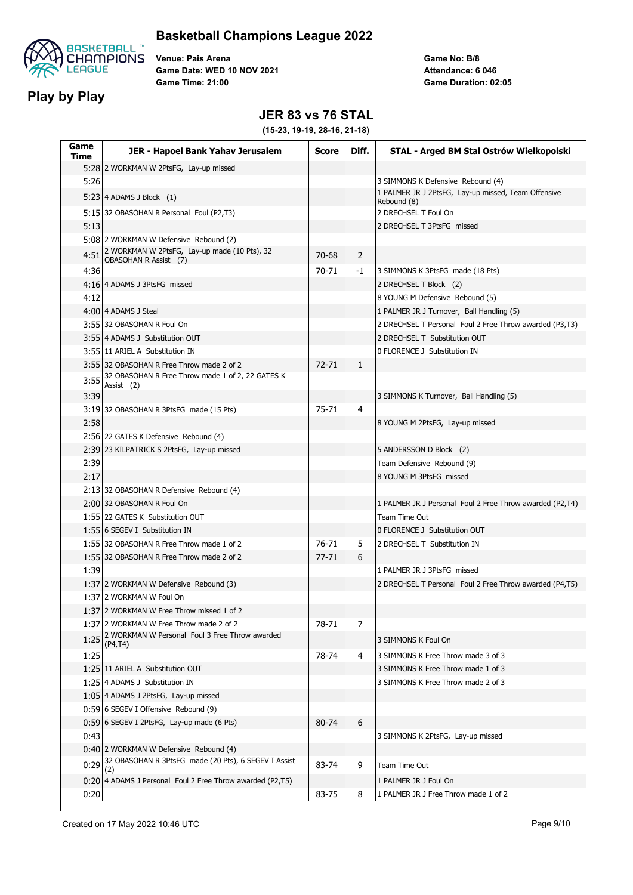# Basketball Champions League 2022

## Play by Play

**Venue:** Pais Arena
**Game Date:** WED 10 NOV 2021
**Game Time:** 21:00

**Game No:** B/8
**Attendance:** 6 046
**Game Duration:** 02:05

### JER 83 vs 76 STAL

**(15-23, 19-19, 28-16, 21-18)**

| Game Time | JER - Hapoel Bank Yahav Jerusalem | Score | Diff. | STAL - Arged BM Stal Ostrów Wielkopolski |
|---|---|---|---|---|
| 5:28 | 2 WORKMAN W 2PtsFG, Lay-up missed | | | |
| 5:26 | | | | 3 SIMMONS K Defensive Rebound (4) |
| 5:23 | 4 ADAMS J Block (1) | | | 1 PALMER JR J 2PtsFG, Lay-up missed, Team Offensive Rebound (8) |
| 5:15 | 32 OBASOHAN R Personal Foul (P2,T3) | | | 2 DRECHSEL T Foul On |
| 5:13 | | | | 2 DRECHSEL T 3PtsFG missed |
| 5:08 | 2 WORKMAN W Defensive Rebound (2) | | | |
| 4:51 | 2 WORKMAN W 2PtsFG, Lay-up made (10 Pts), 32 OBASOHAN R Assist (7) | 70-68 | 2 | |
| 4:36 | | 70-71 | -1 | 3 SIMMONS K 3PtsFG made (18 Pts) |
| 4:16 | 4 ADAMS J 3PtsFG missed | | | 2 DRECHSEL T Block (2) |
| 4:12 | | | | 8 YOUNG M Defensive Rebound (5) |
| 4:00 | 4 ADAMS J Steal | | | 1 PALMER JR J Turnover, Ball Handling (5) |
| 3:55 | 32 OBASOHAN R Foul On | | | 2 DRECHSEL T Personal Foul 2 Free Throw awarded (P3,T3) |
| 3:55 | 4 ADAMS J Substitution OUT | | | 2 DRECHSEL T Substitution OUT |
| 3:55 | 11 ARIEL A Substitution IN | | | 0 FLORENCE J Substitution IN |
| 3:55 | 32 OBASOHAN R Free Throw made 2 of 2 | 72-71 | 1 | |
| 3:55 | 32 OBASOHAN R Free Throw made 1 of 2, 22 GATES K Assist (2) | | | |
| 3:39 | | | | 3 SIMMONS K Turnover, Ball Handling (5) |
| 3:19 | 32 OBASOHAN R 3PtsFG made (15 Pts) | 75-71 | 4 | |
| 2:58 | | | | 8 YOUNG M 2PtsFG, Lay-up missed |
| 2:56 | 22 GATES K Defensive Rebound (4) | | | |
| 2:39 | 23 KILPATRICK S 2PtsFG, Lay-up missed | | | 5 ANDERSSON D Block (2) |
| 2:39 | | | | Team Defensive Rebound (9) |
| 2:17 | | | | 8 YOUNG M 3PtsFG missed |
| 2:13 | 32 OBASOHAN R Defensive Rebound (4) | | | |
| 2:00 | 32 OBASOHAN R Foul On | | | 1 PALMER JR J Personal Foul 2 Free Throw awarded (P2,T4) |
| 1:55 | 22 GATES K Substitution OUT | | | Team Time Out |
| 1:55 | 6 SEGEV I Substitution IN | | | 0 FLORENCE J Substitution OUT |
| 1:55 | 32 OBASOHAN R Free Throw made 1 of 2 | 76-71 | 5 | 2 DRECHSEL T Substitution IN |
| 1:55 | 32 OBASOHAN R Free Throw made 2 of 2 | 77-71 | 6 | |
| 1:39 | | | | 1 PALMER JR J 3PtsFG missed |
| 1:37 | 2 WORKMAN W Defensive Rebound (3) | | | 2 DRECHSEL T Personal Foul 2 Free Throw awarded (P4,T5) |
| 1:37 | 2 WORKMAN W Foul On | | | |
| 1:37 | 2 WORKMAN W Free Throw missed 1 of 2 | | | |
| 1:37 | 2 WORKMAN W Free Throw made 2 of 2 | 78-71 | 7 | |
| 1:25 | 2 WORKMAN W Personal Foul 3 Free Throw awarded (P4,T4) | | | 3 SIMMONS K Foul On |
| 1:25 | | 78-74 | 4 | 3 SIMMONS K Free Throw made 3 of 3 |
| 1:25 | 11 ARIEL A Substitution OUT | | | 3 SIMMONS K Free Throw made 1 of 3 |
| 1:25 | 4 ADAMS J Substitution IN | | | 3 SIMMONS K Free Throw made 2 of 3 |
| 1:05 | 4 ADAMS J 2PtsFG, Lay-up missed | | | |
| 0:59 | 6 SEGEV I Offensive Rebound (9) | | | |
| 0:59 | 6 SEGEV I 2PtsFG, Lay-up made (6 Pts) | 80-74 | 6 | |
| 0:43 | | | | 3 SIMMONS K 2PtsFG, Lay-up missed |
| 0:40 | 2 WORKMAN W Defensive Rebound (4) | | | |
| 0:29 | 32 OBASOHAN R 3PtsFG made (20 Pts), 6 SEGEV I Assist (2) | 83-74 | 9 | Team Time Out |
| 0:20 | 4 ADAMS J Personal Foul 2 Free Throw awarded (P2,T5) | | | 1 PALMER JR J Foul On |
| 0:20 | | 83-75 | 8 | 1 PALMER JR J Free Throw made 1 of 2 |

Created on 17 May 2022 10:46 UTC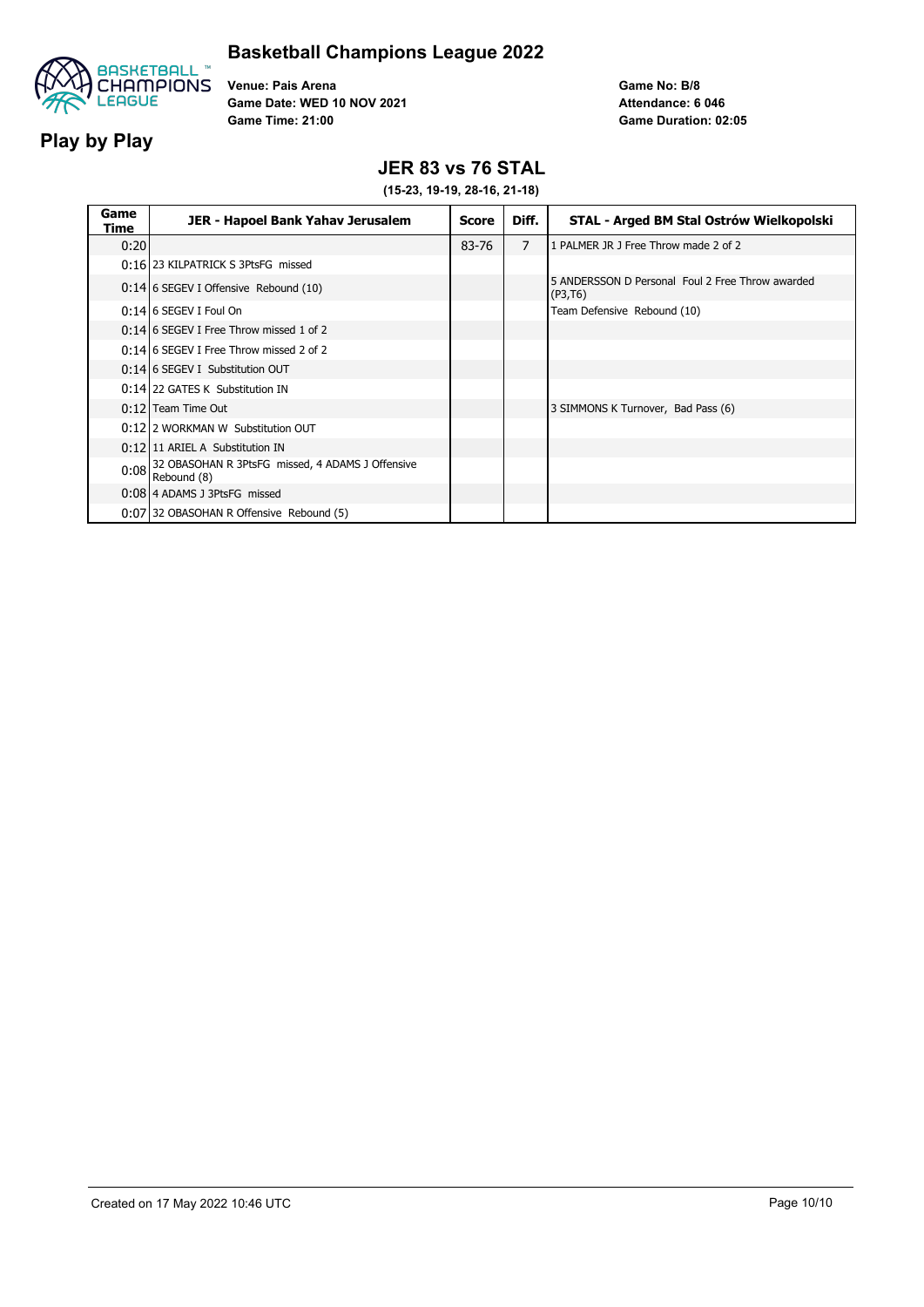# Basketball Champions League 2022

**Venue: Pais Arena**
**Game Date: WED 10 NOV 2021**
**Game Time: 21:00**

**Game No: B/8**
**Attendance: 6 046**
**Game Duration: 02:05**

## Play by Play

### JER 83 vs 76 STAL

**(15-23, 19-19, 28-16, 21-18)**

| Game Time | JER - Hapoel Bank Yahav Jerusalem | Score | Diff. | STAL - Arged BM Stal Ostrów Wielkopolski |
|---|---|---|---|---|
| 0:20 | | 83-76 | 7 | 1 PALMER JR J Free Throw made 2 of 2 |
| 0:16 | 23 KILPATRICK S 3PtsFG missed | | | |
| 0:14 | 6 SEGEV I Offensive Rebound (10) | | | 5 ANDERSSON D Personal Foul 2 Free Throw awarded (P3,T6) |
| 0:14 | 6 SEGEV I Foul On | | | Team Defensive Rebound (10) |
| 0:14 | 6 SEGEV I Free Throw missed 1 of 2 | | | |
| 0:14 | 6 SEGEV I Free Throw missed 2 of 2 | | | |
| 0:14 | 6 SEGEV I Substitution OUT | | | |
| 0:14 | 22 GATES K Substitution IN | | | |
| 0:12 | Team Time Out | | | 3 SIMMONS K Turnover, Bad Pass (6) |
| 0:12 | 2 WORKMAN W Substitution OUT | | | |
| 0:12 | 11 ARIEL A Substitution IN | | | |
| 0:08 | 32 OBASOHAN R 3PtsFG missed, 4 ADAMS J Offensive Rebound (8) | | | |
| 0:08 | 4 ADAMS J 3PtsFG missed | | | |
| 0:07 | 32 OBASOHAN R Offensive Rebound (5) | | | |

Created on 17 May 2022 10:46 UTC